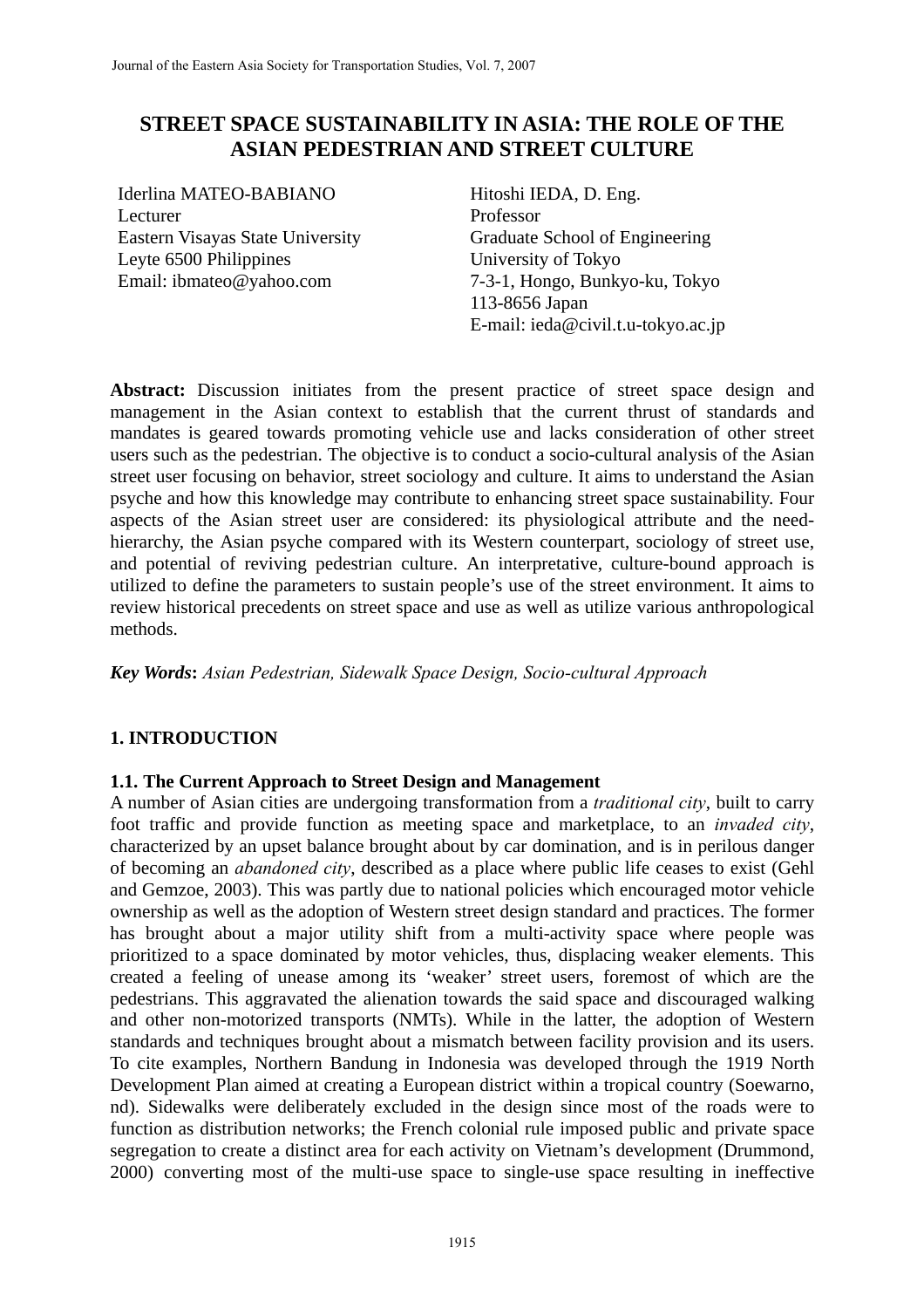# STREET SPACE SUSTAINABILITY IN ASIA: THE ROLE OF THE ASIAN PEDESTRIAN AND STREET CULTURE

Iderlina MATEO-BABIANO
Lecturer
Eastern Visayas State University
Leyte 6500 Philippines
Email: ibmateo@yahoo.com

Hitoshi IEDA, D. Eng.
Professor
Graduate School of Engineering
University of Tokyo
7-3-1, Hongo, Bunkyo-ku, Tokyo
113-8656 Japan
E-mail: ieda@civil.t.u-tokyo.ac.jp

**Abstract:** Discussion initiates from the present practice of street space design and management in the Asian context to establish that the current thrust of standards and mandates is geared towards promoting vehicle use and lacks consideration of other street users such as the pedestrian. The objective is to conduct a socio-cultural analysis of the Asian street user focusing on behavior, street sociology and culture. It aims to understand the Asian psyche and how this knowledge may contribute to enhancing street space sustainability. Four aspects of the Asian street user are considered: its physiological attribute and the need-hierarchy, the Asian psyche compared with its Western counterpart, sociology of street use, and potential of reviving pedestrian culture. An interpretative, culture-bound approach is utilized to define the parameters to sustain people's use of the street environment. It aims to review historical precedents on street space and use as well as utilize various anthropological methods.

***Key Words*:** *Asian Pedestrian, Sidewalk Space Design, Socio-cultural Approach*

## 1. INTRODUCTION

### 1.1. The Current Approach to Street Design and Management

A number of Asian cities are undergoing transformation from a *traditional city*, built to carry foot traffic and provide function as meeting space and marketplace, to an *invaded city*, characterized by an upset balance brought about by car domination, and is in perilous danger of becoming an *abandoned city*, described as a place where public life ceases to exist (Gehl and Gemzoe, 2003). This was partly due to national policies which encouraged motor vehicle ownership as well as the adoption of Western street design standard and practices. The former has brought about a major utility shift from a multi-activity space where people was prioritized to a space dominated by motor vehicles, thus, displacing weaker elements. This created a feeling of unease among its 'weaker' street users, foremost of which are the pedestrians. This aggravated the alienation towards the said space and discouraged walking and other non-motorized transports (NMTs). While in the latter, the adoption of Western standards and techniques brought about a mismatch between facility provision and its users. To cite examples, Northern Bandung in Indonesia was developed through the 1919 North Development Plan aimed at creating a European district within a tropical country (Soewarno, nd). Sidewalks were deliberately excluded in the design since most of the roads were to function as distribution networks; the French colonial rule imposed public and private space segregation to create a distinct area for each activity on Vietnam's development (Drummond, 2000) converting most of the multi-use space to single-use space resulting in ineffective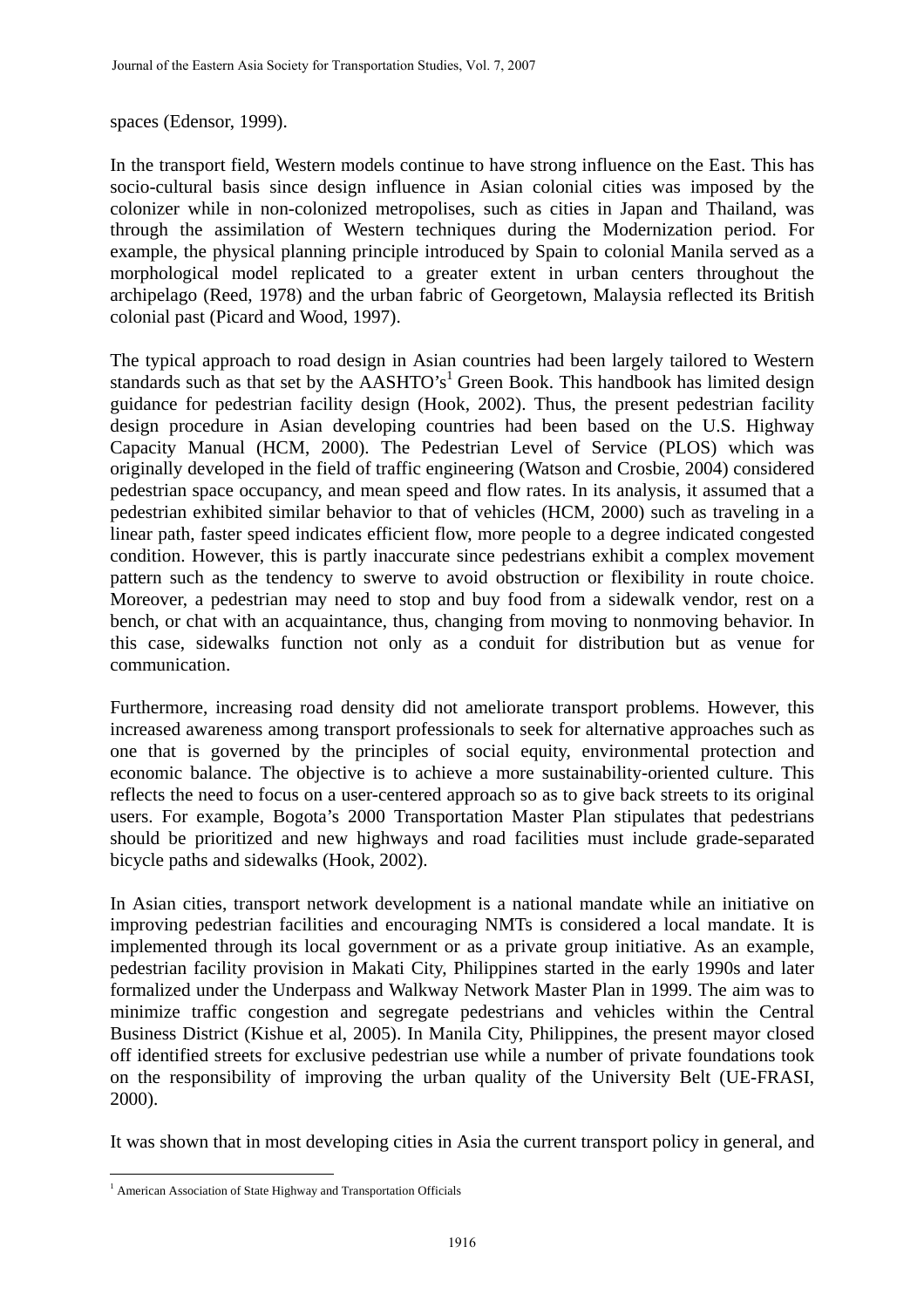spaces (Edensor, 1999).

In the transport field, Western models continue to have strong influence on the East. This has socio-cultural basis since design influence in Asian colonial cities was imposed by the colonizer while in non-colonized metropolises, such as cities in Japan and Thailand, was through the assimilation of Western techniques during the Modernization period. For example, the physical planning principle introduced by Spain to colonial Manila served as a morphological model replicated to a greater extent in urban centers throughout the archipelago (Reed, 1978) and the urban fabric of Georgetown, Malaysia reflected its British colonial past (Picard and Wood, 1997).

The typical approach to road design in Asian countries had been largely tailored to Western standards such as that set by the AASHTO's[1] Green Book. This handbook has limited design guidance for pedestrian facility design (Hook, 2002). Thus, the present pedestrian facility design procedure in Asian developing countries had been based on the U.S. Highway Capacity Manual (HCM, 2000). The Pedestrian Level of Service (PLOS) which was originally developed in the field of traffic engineering (Watson and Crosbie, 2004) considered pedestrian space occupancy, and mean speed and flow rates. In its analysis, it assumed that a pedestrian exhibited similar behavior to that of vehicles (HCM, 2000) such as traveling in a linear path, faster speed indicates efficient flow, more people to a degree indicated congested condition. However, this is partly inaccurate since pedestrians exhibit a complex movement pattern such as the tendency to swerve to avoid obstruction or flexibility in route choice. Moreover, a pedestrian may need to stop and buy food from a sidewalk vendor, rest on a bench, or chat with an acquaintance, thus, changing from moving to nonmoving behavior. In this case, sidewalks function not only as a conduit for distribution but as venue for communication.

Furthermore, increasing road density did not ameliorate transport problems. However, this increased awareness among transport professionals to seek for alternative approaches such as one that is governed by the principles of social equity, environmental protection and economic balance. The objective is to achieve a more sustainability-oriented culture. This reflects the need to focus on a user-centered approach so as to give back streets to its original users. For example, Bogota's 2000 Transportation Master Plan stipulates that pedestrians should be prioritized and new highways and road facilities must include grade-separated bicycle paths and sidewalks (Hook, 2002).

In Asian cities, transport network development is a national mandate while an initiative on improving pedestrian facilities and encouraging NMTs is considered a local mandate. It is implemented through its local government or as a private group initiative. As an example, pedestrian facility provision in Makati City, Philippines started in the early 1990s and later formalized under the Underpass and Walkway Network Master Plan in 1999. The aim was to minimize traffic congestion and segregate pedestrians and vehicles within the Central Business District (Kishue et al, 2005). In Manila City, Philippines, the present mayor closed off identified streets for exclusive pedestrian use while a number of private foundations took on the responsibility of improving the urban quality of the University Belt (UE-FRASI, 2000).

It was shown that in most developing cities in Asia the current transport policy in general, and

[1] American Association of State Highway and Transportation Officials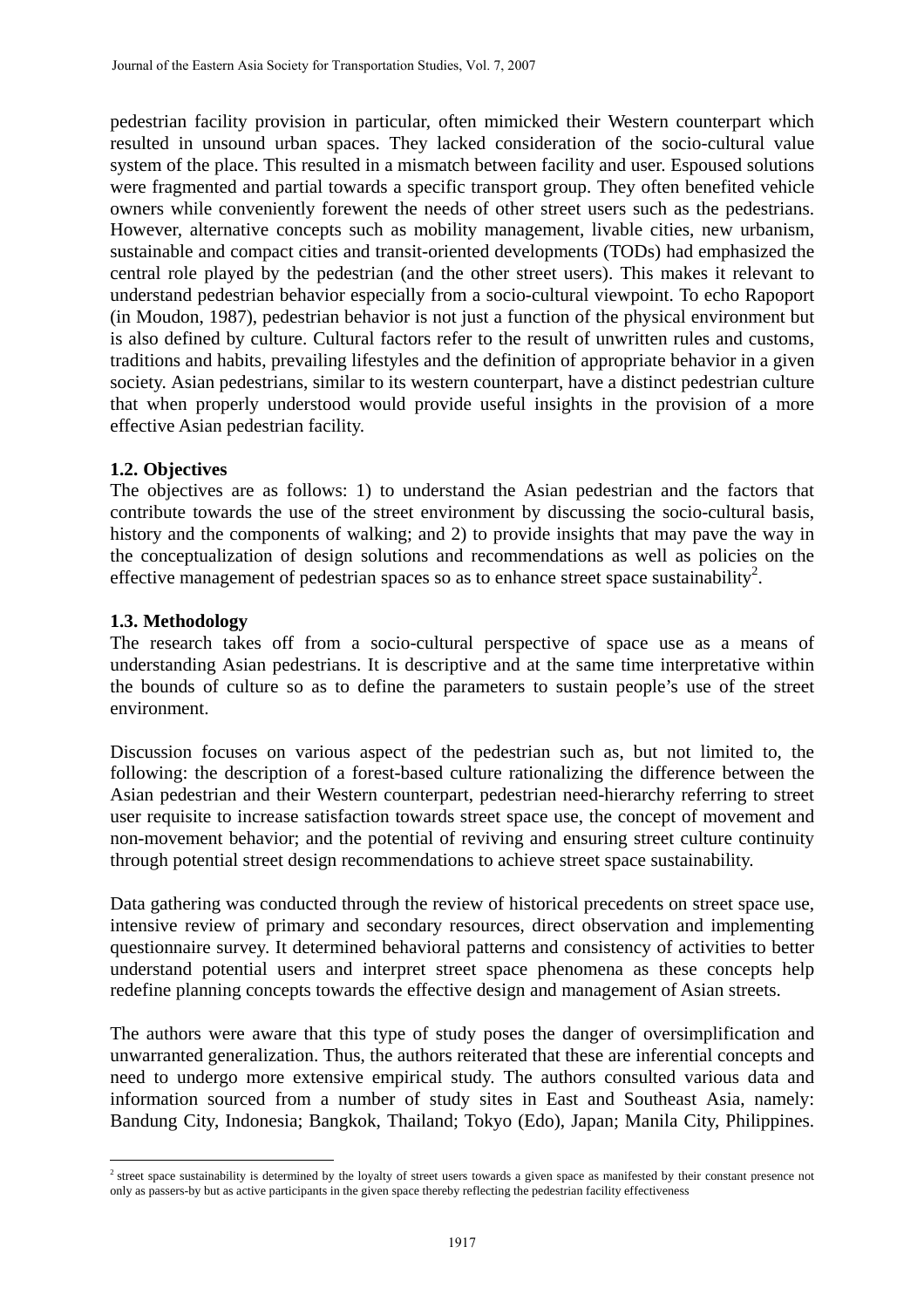pedestrian facility provision in particular, often mimicked their Western counterpart which resulted in unsound urban spaces. They lacked consideration of the socio-cultural value system of the place. This resulted in a mismatch between facility and user. Espoused solutions were fragmented and partial towards a specific transport group. They often benefited vehicle owners while conveniently forewent the needs of other street users such as the pedestrians. However, alternative concepts such as mobility management, livable cities, new urbanism, sustainable and compact cities and transit-oriented developments (TODs) had emphasized the central role played by the pedestrian (and the other street users). This makes it relevant to understand pedestrian behavior especially from a socio-cultural viewpoint. To echo Rapoport (in Moudon, 1987), pedestrian behavior is not just a function of the physical environment but is also defined by culture. Cultural factors refer to the result of unwritten rules and customs, traditions and habits, prevailing lifestyles and the definition of appropriate behavior in a given society. Asian pedestrians, similar to its western counterpart, have a distinct pedestrian culture that when properly understood would provide useful insights in the provision of a more effective Asian pedestrian facility.

### 1.2. Objectives

The objectives are as follows: 1) to understand the Asian pedestrian and the factors that contribute towards the use of the street environment by discussing the socio-cultural basis, history and the components of walking; and 2) to provide insights that may pave the way in the conceptualization of design solutions and recommendations as well as policies on the effective management of pedestrian spaces so as to enhance street space sustainability[2].

### 1.3. Methodology

The research takes off from a socio-cultural perspective of space use as a means of understanding Asian pedestrians. It is descriptive and at the same time interpretative within the bounds of culture so as to define the parameters to sustain people's use of the street environment.

Discussion focuses on various aspect of the pedestrian such as, but not limited to, the following: the description of a forest-based culture rationalizing the difference between the Asian pedestrian and their Western counterpart, pedestrian need-hierarchy referring to street user requisite to increase satisfaction towards street space use, the concept of movement and non-movement behavior; and the potential of reviving and ensuring street culture continuity through potential street design recommendations to achieve street space sustainability.

Data gathering was conducted through the review of historical precedents on street space use, intensive review of primary and secondary resources, direct observation and implementing questionnaire survey. It determined behavioral patterns and consistency of activities to better understand potential users and interpret street space phenomena as these concepts help redefine planning concepts towards the effective design and management of Asian streets.

The authors were aware that this type of study poses the danger of oversimplification and unwarranted generalization. Thus, the authors reiterated that these are inferential concepts and need to undergo more extensive empirical study. The authors consulted various data and information sourced from a number of study sites in East and Southeast Asia, namely: Bandung City, Indonesia; Bangkok, Thailand; Tokyo (Edo), Japan; Manila City, Philippines.

[2] street space sustainability is determined by the loyalty of street users towards a given space as manifested by their constant presence not only as passers-by but as active participants in the given space thereby reflecting the pedestrian facility effectiveness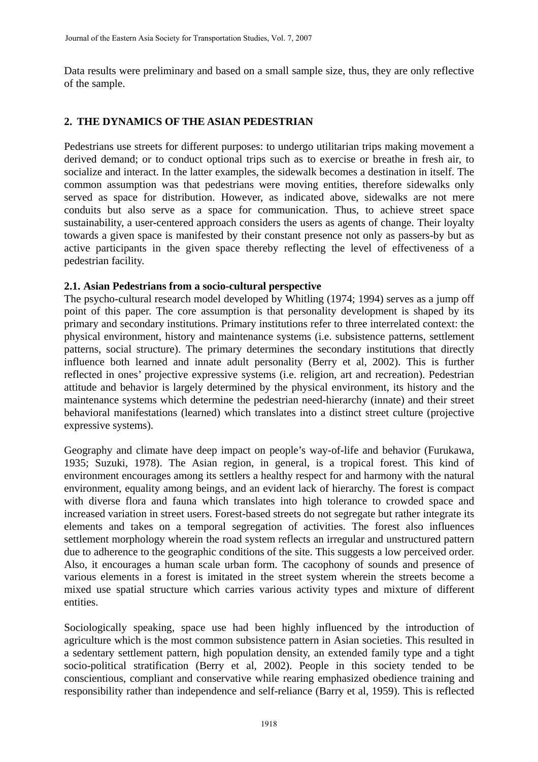Data results were preliminary and based on a small sample size, thus, they are only reflective of the sample.

## 2. THE DYNAMICS OF THE ASIAN PEDESTRIAN

Pedestrians use streets for different purposes: to undergo utilitarian trips making movement a derived demand; or to conduct optional trips such as to exercise or breathe in fresh air, to socialize and interact. In the latter examples, the sidewalk becomes a destination in itself. The common assumption was that pedestrians were moving entities, therefore sidewalks only served as space for distribution. However, as indicated above, sidewalks are not mere conduits but also serve as a space for communication. Thus, to achieve street space sustainability, a user-centered approach considers the users as agents of change. Their loyalty towards a given space is manifested by their constant presence not only as passers-by but as active participants in the given space thereby reflecting the level of effectiveness of a pedestrian facility.

### 2.1. Asian Pedestrians from a socio-cultural perspective

The psycho-cultural research model developed by Whitling (1974; 1994) serves as a jump off point of this paper. The core assumption is that personality development is shaped by its primary and secondary institutions. Primary institutions refer to three interrelated context: the physical environment, history and maintenance systems (i.e. subsistence patterns, settlement patterns, social structure). The primary determines the secondary institutions that directly influence both learned and innate adult personality (Berry et al, 2002). This is further reflected in ones' projective expressive systems (i.e. religion, art and recreation). Pedestrian attitude and behavior is largely determined by the physical environment, its history and the maintenance systems which determine the pedestrian need-hierarchy (innate) and their street behavioral manifestations (learned) which translates into a distinct street culture (projective expressive systems).

Geography and climate have deep impact on people's way-of-life and behavior (Furukawa, 1935; Suzuki, 1978). The Asian region, in general, is a tropical forest. This kind of environment encourages among its settlers a healthy respect for and harmony with the natural environment, equality among beings, and an evident lack of hierarchy. The forest is compact with diverse flora and fauna which translates into high tolerance to crowded space and increased variation in street users. Forest-based streets do not segregate but rather integrate its elements and takes on a temporal segregation of activities. The forest also influences settlement morphology wherein the road system reflects an irregular and unstructured pattern due to adherence to the geographic conditions of the site. This suggests a low perceived order. Also, it encourages a human scale urban form. The cacophony of sounds and presence of various elements in a forest is imitated in the street system wherein the streets become a mixed use spatial structure which carries various activity types and mixture of different entities.

Sociologically speaking, space use had been highly influenced by the introduction of agriculture which is the most common subsistence pattern in Asian societies. This resulted in a sedentary settlement pattern, high population density, an extended family type and a tight socio-political stratification (Berry et al, 2002). People in this society tended to be conscientious, compliant and conservative while rearing emphasized obedience training and responsibility rather than independence and self-reliance (Barry et al, 1959). This is reflected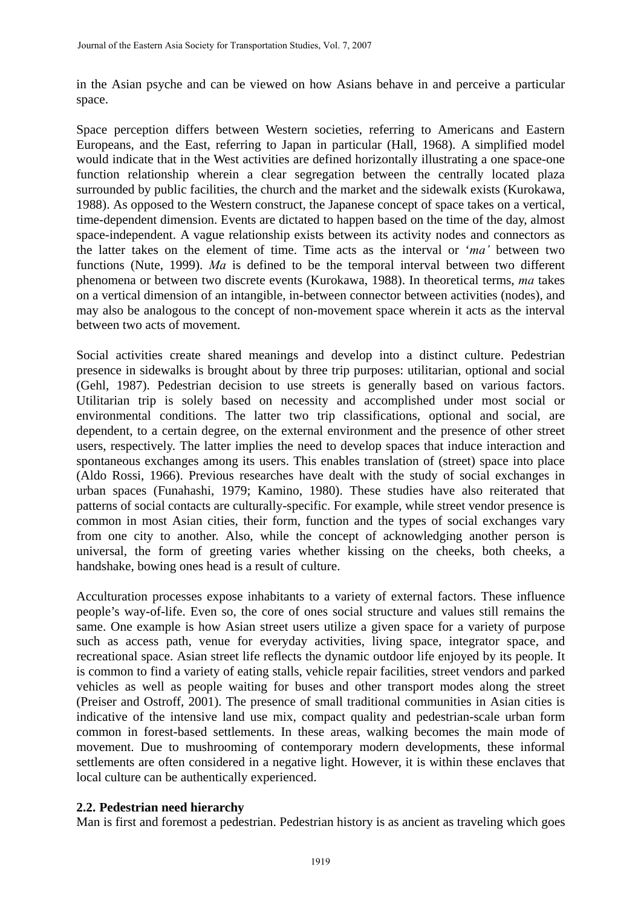in the Asian psyche and can be viewed on how Asians behave in and perceive a particular space.

Space perception differs between Western societies, referring to Americans and Eastern Europeans, and the East, referring to Japan in particular (Hall, 1968). A simplified model would indicate that in the West activities are defined horizontally illustrating a one space-one function relationship wherein a clear segregation between the centrally located plaza surrounded by public facilities, the church and the market and the sidewalk exists (Kurokawa, 1988). As opposed to the Western construct, the Japanese concept of space takes on a vertical, time-dependent dimension. Events are dictated to happen based on the time of the day, almost space-independent. A vague relationship exists between its activity nodes and connectors as the latter takes on the element of time. Time acts as the interval or '*ma'* between two functions (Nute, 1999). *Ma* is defined to be the temporal interval between two different phenomena or between two discrete events (Kurokawa, 1988). In theoretical terms, *ma* takes on a vertical dimension of an intangible, in-between connector between activities (nodes), and may also be analogous to the concept of non-movement space wherein it acts as the interval between two acts of movement.

Social activities create shared meanings and develop into a distinct culture. Pedestrian presence in sidewalks is brought about by three trip purposes: utilitarian, optional and social (Gehl, 1987). Pedestrian decision to use streets is generally based on various factors. Utilitarian trip is solely based on necessity and accomplished under most social or environmental conditions. The latter two trip classifications, optional and social, are dependent, to a certain degree, on the external environment and the presence of other street users, respectively. The latter implies the need to develop spaces that induce interaction and spontaneous exchanges among its users. This enables translation of (street) space into place (Aldo Rossi, 1966). Previous researches have dealt with the study of social exchanges in urban spaces (Funahashi, 1979; Kamino, 1980). These studies have also reiterated that patterns of social contacts are culturally-specific. For example, while street vendor presence is common in most Asian cities, their form, function and the types of social exchanges vary from one city to another. Also, while the concept of acknowledging another person is universal, the form of greeting varies whether kissing on the cheeks, both cheeks, a handshake, bowing ones head is a result of culture.

Acculturation processes expose inhabitants to a variety of external factors. These influence people's way-of-life. Even so, the core of ones social structure and values still remains the same. One example is how Asian street users utilize a given space for a variety of purpose such as access path, venue for everyday activities, living space, integrator space, and recreational space. Asian street life reflects the dynamic outdoor life enjoyed by its people. It is common to find a variety of eating stalls, vehicle repair facilities, street vendors and parked vehicles as well as people waiting for buses and other transport modes along the street (Preiser and Ostroff, 2001). The presence of small traditional communities in Asian cities is indicative of the intensive land use mix, compact quality and pedestrian-scale urban form common in forest-based settlements. In these areas, walking becomes the main mode of movement. Due to mushrooming of contemporary modern developments, these informal settlements are often considered in a negative light. However, it is within these enclaves that local culture can be authentically experienced.

### 2.2. Pedestrian need hierarchy

Man is first and foremost a pedestrian. Pedestrian history is as ancient as traveling which goes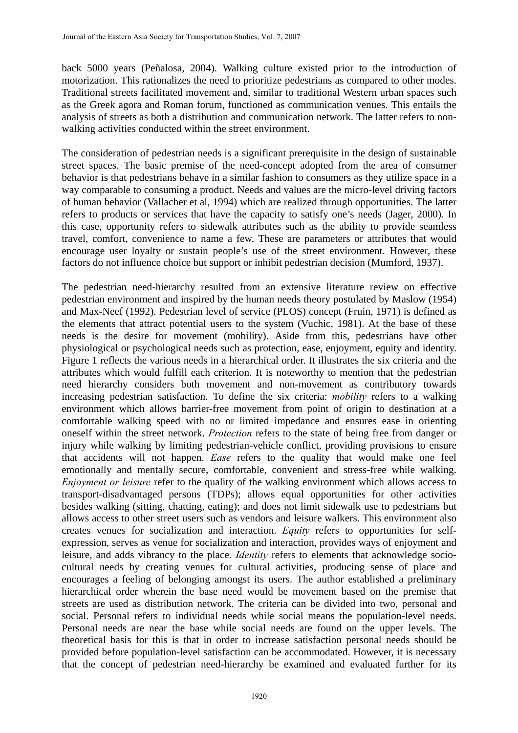back 5000 years (Peñalosa, 2004). Walking culture existed prior to the introduction of motorization. This rationalizes the need to prioritize pedestrians as compared to other modes. Traditional streets facilitated movement and, similar to traditional Western urban spaces such as the Greek agora and Roman forum, functioned as communication venues. This entails the analysis of streets as both a distribution and communication network. The latter refers to non-walking activities conducted within the street environment.

The consideration of pedestrian needs is a significant prerequisite in the design of sustainable street spaces. The basic premise of the need-concept adopted from the area of consumer behavior is that pedestrians behave in a similar fashion to consumers as they utilize space in a way comparable to consuming a product. Needs and values are the micro-level driving factors of human behavior (Vallacher et al, 1994) which are realized through opportunities. The latter refers to products or services that have the capacity to satisfy one's needs (Jager, 2000). In this case, opportunity refers to sidewalk attributes such as the ability to provide seamless travel, comfort, convenience to name a few. These are parameters or attributes that would encourage user loyalty or sustain people's use of the street environment. However, these factors do not influence choice but support or inhibit pedestrian decision (Mumford, 1937).

The pedestrian need-hierarchy resulted from an extensive literature review on effective pedestrian environment and inspired by the human needs theory postulated by Maslow (1954) and Max-Neef (1992). Pedestrian level of service (PLOS) concept (Fruin, 1971) is defined as the elements that attract potential users to the system (Vuchic, 1981). At the base of these needs is the desire for movement (mobility). Aside from this, pedestrians have other physiological or psychological needs such as protection, ease, enjoyment, equity and identity. Figure 1 reflects the various needs in a hierarchical order. It illustrates the six criteria and the attributes which would fulfill each criterion. It is noteworthy to mention that the pedestrian need hierarchy considers both movement and non-movement as contributory towards increasing pedestrian satisfaction. To define the six criteria: *mobility* refers to a walking environment which allows barrier-free movement from point of origin to destination at a comfortable walking speed with no or limited impedance and ensures ease in orienting oneself within the street network. *Protection* refers to the state of being free from danger or injury while walking by limiting pedestrian-vehicle conflict, providing provisions to ensure that accidents will not happen. *Ease* refers to the quality that would make one feel emotionally and mentally secure, comfortable, convenient and stress-free while walking. *Enjoyment or leisure* refer to the quality of the walking environment which allows access to transport-disadvantaged persons (TDPs); allows equal opportunities for other activities besides walking (sitting, chatting, eating); and does not limit sidewalk use to pedestrians but allows access to other street users such as vendors and leisure walkers. This environment also creates venues for socialization and interaction. *Equity* refers to opportunities for self-expression, serves as venue for socialization and interaction, provides ways of enjoyment and leisure, and adds vibrancy to the place. *Identity* refers to elements that acknowledge socio-cultural needs by creating venues for cultural activities, producing sense of place and encourages a feeling of belonging amongst its users. The author established a preliminary hierarchical order wherein the base need would be movement based on the premise that streets are used as distribution network. The criteria can be divided into two, personal and social. Personal refers to individual needs while social means the population-level needs. Personal needs are near the base while social needs are found on the upper levels. The theoretical basis for this is that in order to increase satisfaction personal needs should be provided before population-level satisfaction can be accommodated. However, it is necessary that the concept of pedestrian need-hierarchy be examined and evaluated further for its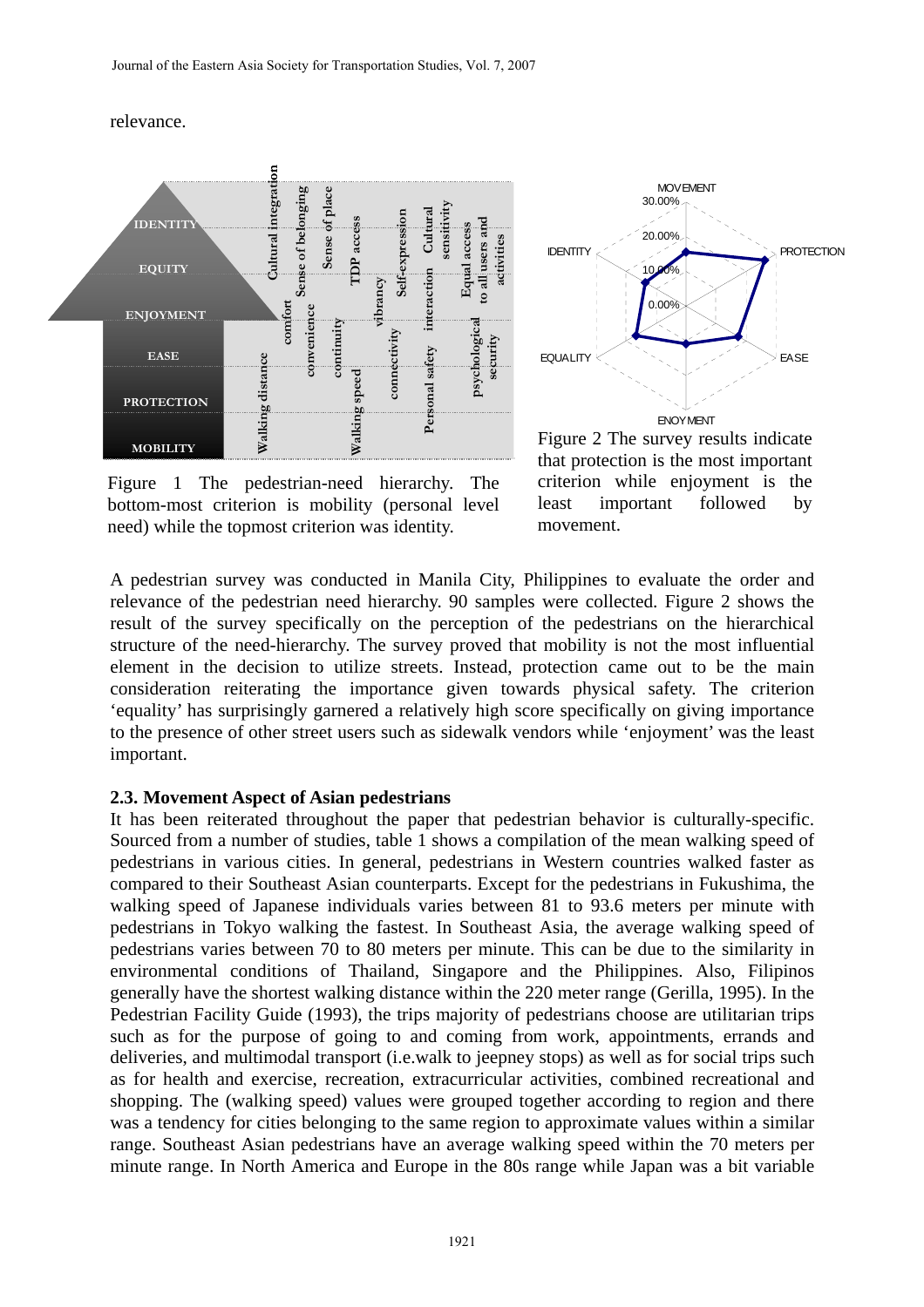relevance.

Figure 1 The pedestrian-need hierarchy. The bottom-most criterion is mobility (personal level need) while the topmost criterion was identity.

Figure 2 The survey results indicate that protection is the most important criterion while enjoyment is the least important followed by movement.

A pedestrian survey was conducted in Manila City, Philippines to evaluate the order and relevance of the pedestrian need hierarchy. 90 samples were collected. Figure 2 shows the result of the survey specifically on the perception of the pedestrians on the hierarchical structure of the need-hierarchy. The survey proved that mobility is not the most influential element in the decision to utilize streets. Instead, protection came out to be the main consideration reiterating the importance given towards physical safety. The criterion 'equality' has surprisingly garnered a relatively high score specifically on giving importance to the presence of other street users such as sidewalk vendors while 'enjoyment' was the least important.

### 2.3. Movement Aspect of Asian pedestrians

It has been reiterated throughout the paper that pedestrian behavior is culturally-specific. Sourced from a number of studies, table 1 shows a compilation of the mean walking speed of pedestrians in various cities. In general, pedestrians in Western countries walked faster as compared to their Southeast Asian counterparts. Except for the pedestrians in Fukushima, the walking speed of Japanese individuals varies between 81 to 93.6 meters per minute with pedestrians in Tokyo walking the fastest. In Southeast Asia, the average walking speed of pedestrians varies between 70 to 80 meters per minute. This can be due to the similarity in environmental conditions of Thailand, Singapore and the Philippines. Also, Filipinos generally have the shortest walking distance within the 220 meter range (Gerilla, 1995). In the Pedestrian Facility Guide (1993), the trips majority of pedestrians choose are utilitarian trips such as for the purpose of going to and coming from work, appointments, errands and deliveries, and multimodal transport (i.e.walk to jeepney stops) as well as for social trips such as for health and exercise, recreation, extracurricular activities, combined recreational and shopping. The (walking speed) values were grouped together according to region and there was a tendency for cities belonging to the same region to approximate values within a similar range. Southeast Asian pedestrians have an average walking speed within the 70 meters per minute range. In North America and Europe in the 80s range while Japan was a bit variable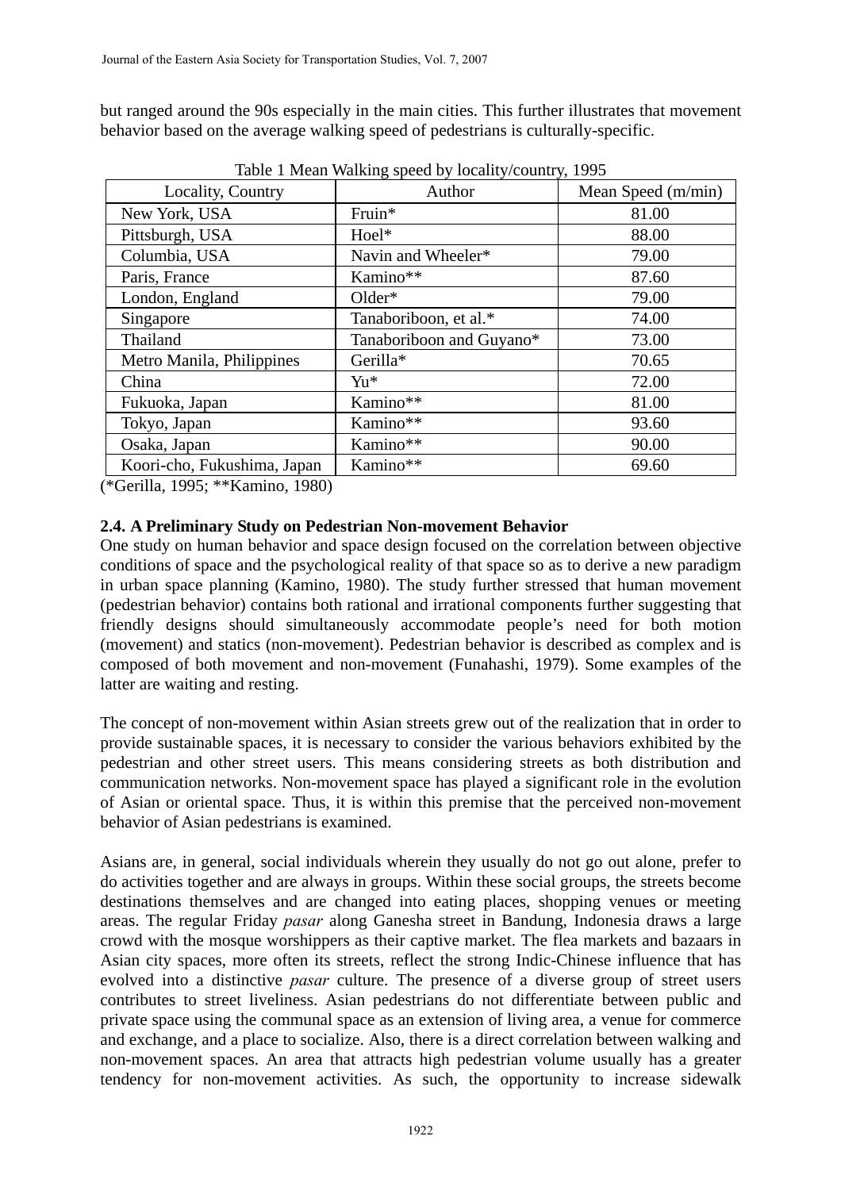but ranged around the 90s especially in the main cities. This further illustrates that movement behavior based on the average walking speed of pedestrians is culturally-specific.

Table 1 Mean Walking speed by locality/country, 1995

| Locality, Country | Author | Mean Speed (m/min) |
|---|---|---|
| New York, USA | Fruin* | 81.00 |
| Pittsburgh, USA | Hoel* | 88.00 |
| Columbia, USA | Navin and Wheeler* | 79.00 |
| Paris, France | Kamino** | 87.60 |
| London, England | Older* | 79.00 |
| Singapore | Tanaboriboon, et al.* | 74.00 |
| Thailand | Tanaboriboon and Guyano* | 73.00 |
| Metro Manila, Philippines | Gerilla* | 70.65 |
| China | Yu* | 72.00 |
| Fukuoka, Japan | Kamino** | 81.00 |
| Tokyo, Japan | Kamino** | 93.60 |
| Osaka, Japan | Kamino** | 90.00 |
| Koori-cho, Fukushima, Japan | Kamino** | 69.60 |

(*Gerilla, 1995; **Kamino, 1980)

### 2.4. A Preliminary Study on Pedestrian Non-movement Behavior

One study on human behavior and space design focused on the correlation between objective conditions of space and the psychological reality of that space so as to derive a new paradigm in urban space planning (Kamino, 1980). The study further stressed that human movement (pedestrian behavior) contains both rational and irrational components further suggesting that friendly designs should simultaneously accommodate people's need for both motion (movement) and statics (non-movement). Pedestrian behavior is described as complex and is composed of both movement and non-movement (Funahashi, 1979). Some examples of the latter are waiting and resting.

The concept of non-movement within Asian streets grew out of the realization that in order to provide sustainable spaces, it is necessary to consider the various behaviors exhibited by the pedestrian and other street users. This means considering streets as both distribution and communication networks. Non-movement space has played a significant role in the evolution of Asian or oriental space. Thus, it is within this premise that the perceived non-movement behavior of Asian pedestrians is examined.

Asians are, in general, social individuals wherein they usually do not go out alone, prefer to do activities together and are always in groups. Within these social groups, the streets become destinations themselves and are changed into eating places, shopping venues or meeting areas. The regular Friday *pasar* along Ganesha street in Bandung, Indonesia draws a large crowd with the mosque worshippers as their captive market. The flea markets and bazaars in Asian city spaces, more often its streets, reflect the strong Indic-Chinese influence that has evolved into a distinctive *pasar* culture. The presence of a diverse group of street users contributes to street liveliness. Asian pedestrians do not differentiate between public and private space using the communal space as an extension of living area, a venue for commerce and exchange, and a place to socialize. Also, there is a direct correlation between walking and non-movement spaces. An area that attracts high pedestrian volume usually has a greater tendency for non-movement activities. As such, the opportunity to increase sidewalk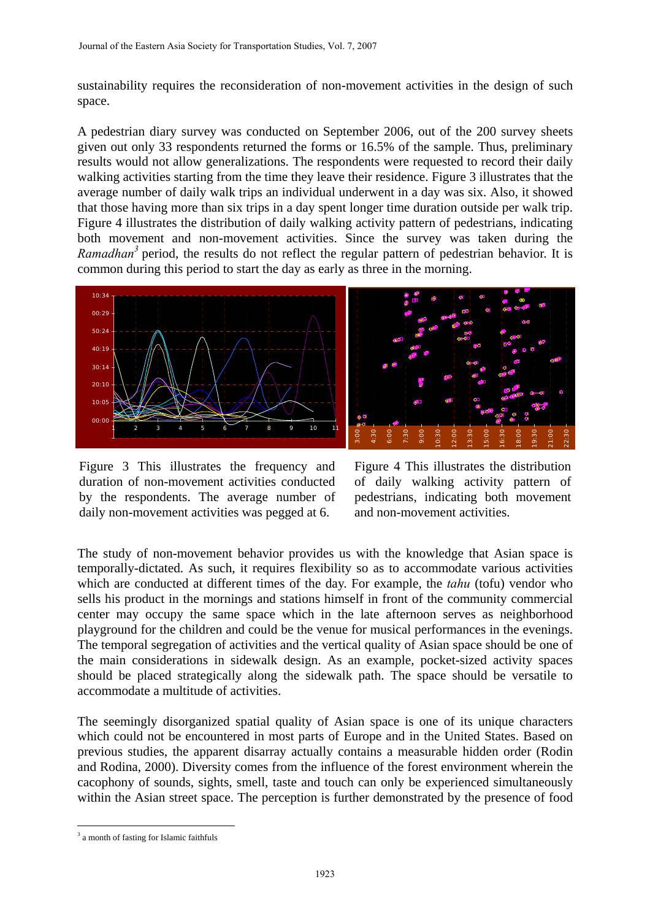sustainability requires the reconsideration of non-movement activities in the design of such space.

A pedestrian diary survey was conducted on September 2006, out of the 200 survey sheets given out only 33 respondents returned the forms or 16.5% of the sample. Thus, preliminary results would not allow generalizations. The respondents were requested to record their daily walking activities starting from the time they leave their residence. Figure 3 illustrates that the average number of daily walk trips an individual underwent in a day was six. Also, it showed that those having more than six trips in a day spent longer time duration outside per walk trip. Figure 4 illustrates the distribution of daily walking activity pattern of pedestrians, indicating both movement and non-movement activities. Since the survey was taken during the *Ramadhan*[3] period, the results do not reflect the regular pattern of pedestrian behavior. It is common during this period to start the day as early as three in the morning.

Figure 3 This illustrates the frequency and duration of non-movement activities conducted by the respondents. The average number of daily non-movement activities was pegged at 6.

Figure 4 This illustrates the distribution of daily walking activity pattern of pedestrians, indicating both movement and non-movement activities.

The study of non-movement behavior provides us with the knowledge that Asian space is temporally-dictated. As such, it requires flexibility so as to accommodate various activities which are conducted at different times of the day. For example, the *tahu* (tofu) vendor who sells his product in the mornings and stations himself in front of the community commercial center may occupy the same space which in the late afternoon serves as neighborhood playground for the children and could be the venue for musical performances in the evenings. The temporal segregation of activities and the vertical quality of Asian space should be one of the main considerations in sidewalk design. As an example, pocket-sized activity spaces should be placed strategically along the sidewalk path. The space should be versatile to accommodate a multitude of activities.

The seemingly disorganized spatial quality of Asian space is one of its unique characters which could not be encountered in most parts of Europe and in the United States. Based on previous studies, the apparent disarray actually contains a measurable hidden order (Rodin and Rodina, 2000). Diversity comes from the influence of the forest environment wherein the cacophony of sounds, sights, smell, taste and touch can only be experienced simultaneously within the Asian street space. The perception is further demonstrated by the presence of food

[3] a month of fasting for Islamic faithfuls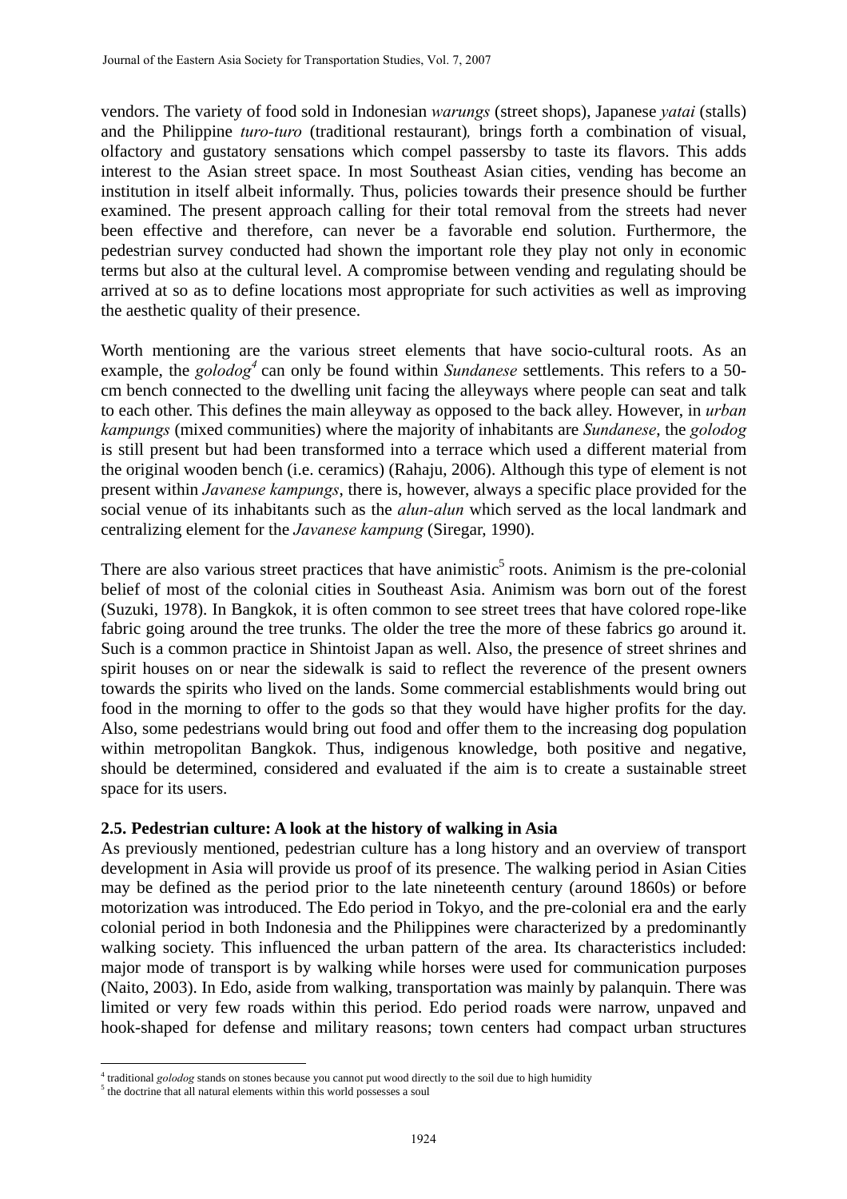vendors. The variety of food sold in Indonesian *warungs* (street shops), Japanese *yatai* (stalls) and the Philippine *turo-turo* (traditional restaurant), brings forth a combination of visual, olfactory and gustatory sensations which compel passersby to taste its flavors. This adds interest to the Asian street space. In most Southeast Asian cities, vending has become an institution in itself albeit informally. Thus, policies towards their presence should be further examined. The present approach calling for their total removal from the streets had never been effective and therefore, can never be a favorable end solution. Furthermore, the pedestrian survey conducted had shown the important role they play not only in economic terms but also at the cultural level. A compromise between vending and regulating should be arrived at so as to define locations most appropriate for such activities as well as improving the aesthetic quality of their presence.

Worth mentioning are the various street elements that have socio-cultural roots. As an example, the *golodog*[4] can only be found within *Sundanese* settlements. This refers to a 50-cm bench connected to the dwelling unit facing the alleyways where people can seat and talk to each other. This defines the main alleyway as opposed to the back alley. However, in *urban kampungs* (mixed communities) where the majority of inhabitants are *Sundanese*, the *golodog* is still present but had been transformed into a terrace which used a different material from the original wooden bench (i.e. ceramics) (Rahaju, 2006). Although this type of element is not present within *Javanese kampungs*, there is, however, always a specific place provided for the social venue of its inhabitants such as the *alun-alun* which served as the local landmark and centralizing element for the *Javanese kampung* (Siregar, 1990).

There are also various street practices that have animistic[5] roots. Animism is the pre-colonial belief of most of the colonial cities in Southeast Asia. Animism was born out of the forest (Suzuki, 1978). In Bangkok, it is often common to see street trees that have colored rope-like fabric going around the tree trunks. The older the tree the more of these fabrics go around it. Such is a common practice in Shintoist Japan as well. Also, the presence of street shrines and spirit houses on or near the sidewalk is said to reflect the reverence of the present owners towards the spirits who lived on the lands. Some commercial establishments would bring out food in the morning to offer to the gods so that they would have higher profits for the day. Also, some pedestrians would bring out food and offer them to the increasing dog population within metropolitan Bangkok. Thus, indigenous knowledge, both positive and negative, should be determined, considered and evaluated if the aim is to create a sustainable street space for its users.

### 2.5. Pedestrian culture: A look at the history of walking in Asia

As previously mentioned, pedestrian culture has a long history and an overview of transport development in Asia will provide us proof of its presence. The walking period in Asian Cities may be defined as the period prior to the late nineteenth century (around 1860s) or before motorization was introduced. The Edo period in Tokyo, and the pre-colonial era and the early colonial period in both Indonesia and the Philippines were characterized by a predominantly walking society. This influenced the urban pattern of the area. Its characteristics included: major mode of transport is by walking while horses were used for communication purposes (Naito, 2003). In Edo, aside from walking, transportation was mainly by palanquin. There was limited or very few roads within this period. Edo period roads were narrow, unpaved and hook-shaped for defense and military reasons; town centers had compact urban structures

[4] traditional *golodog* stands on stones because you cannot put wood directly to the soil due to high humidity

[5] the doctrine that all natural elements within this world possesses a soul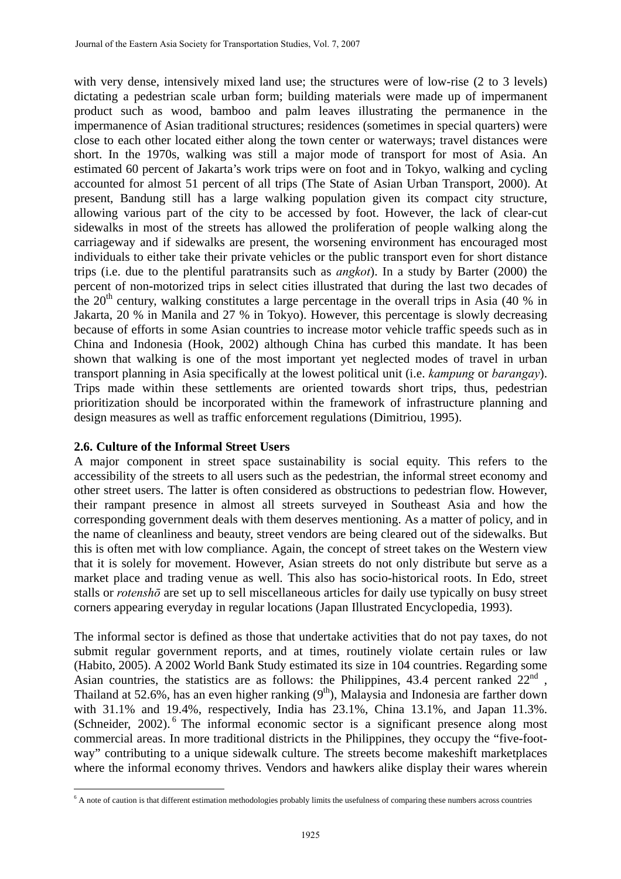with very dense, intensively mixed land use; the structures were of low-rise (2 to 3 levels) dictating a pedestrian scale urban form; building materials were made up of impermanent product such as wood, bamboo and palm leaves illustrating the permanence in the impermanence of Asian traditional structures; residences (sometimes in special quarters) were close to each other located either along the town center or waterways; travel distances were short. In the 1970s, walking was still a major mode of transport for most of Asia. An estimated 60 percent of Jakarta's work trips were on foot and in Tokyo, walking and cycling accounted for almost 51 percent of all trips (The State of Asian Urban Transport, 2000). At present, Bandung still has a large walking population given its compact city structure, allowing various part of the city to be accessed by foot. However, the lack of clear-cut sidewalks in most of the streets has allowed the proliferation of people walking along the carriageway and if sidewalks are present, the worsening environment has encouraged most individuals to either take their private vehicles or the public transport even for short distance trips (i.e. due to the plentiful paratransits such as *angkot*). In a study by Barter (2000) the percent of non-motorized trips in select cities illustrated that during the last two decades of the 20th century, walking constitutes a large percentage in the overall trips in Asia (40 % in Jakarta, 20 % in Manila and 27 % in Tokyo). However, this percentage is slowly decreasing because of efforts in some Asian countries to increase motor vehicle traffic speeds such as in China and Indonesia (Hook, 2002) although China has curbed this mandate. It has been shown that walking is one of the most important yet neglected modes of travel in urban transport planning in Asia specifically at the lowest political unit (i.e. *kampung* or *barangay*). Trips made within these settlements are oriented towards short trips, thus, pedestrian prioritization should be incorporated within the framework of infrastructure planning and design measures as well as traffic enforcement regulations (Dimitriou, 1995).

**2.6. Culture of the Informal Street Users**

A major component in street space sustainability is social equity. This refers to the accessibility of the streets to all users such as the pedestrian, the informal street economy and other street users. The latter is often considered as obstructions to pedestrian flow. However, their rampant presence in almost all streets surveyed in Southeast Asia and how the corresponding government deals with them deserves mentioning. As a matter of policy, and in the name of cleanliness and beauty, street vendors are being cleared out of the sidewalks. But this is often met with low compliance. Again, the concept of street takes on the Western view that it is solely for movement. However, Asian streets do not only distribute but serve as a market place and trading venue as well. This also has socio-historical roots. In Edo, street stalls or *rotenshō* are set up to sell miscellaneous articles for daily use typically on busy street corners appearing everyday in regular locations (Japan Illustrated Encyclopedia, 1993).

The informal sector is defined as those that undertake activities that do not pay taxes, do not submit regular government reports, and at times, routinely violate certain rules or law (Habito, 2005). A 2002 World Bank Study estimated its size in 104 countries. Regarding some Asian countries, the statistics are as follows: the Philippines, 43.4 percent ranked 22nd, Thailand at 52.6%, has an even higher ranking (9th), Malaysia and Indonesia are farther down with 31.1% and 19.4%, respectively, India has 23.1%, China 13.1%, and Japan 11.3%. (Schneider, 2002).[6] The informal economic sector is a significant presence along most commercial areas. In more traditional districts in the Philippines, they occupy the "five-foot-way" contributing to a unique sidewalk culture. The streets become makeshift marketplaces where the informal economy thrives. Vendors and hawkers alike display their wares wherein

[6] A note of caution is that different estimation methodologies probably limits the usefulness of comparing these numbers across countries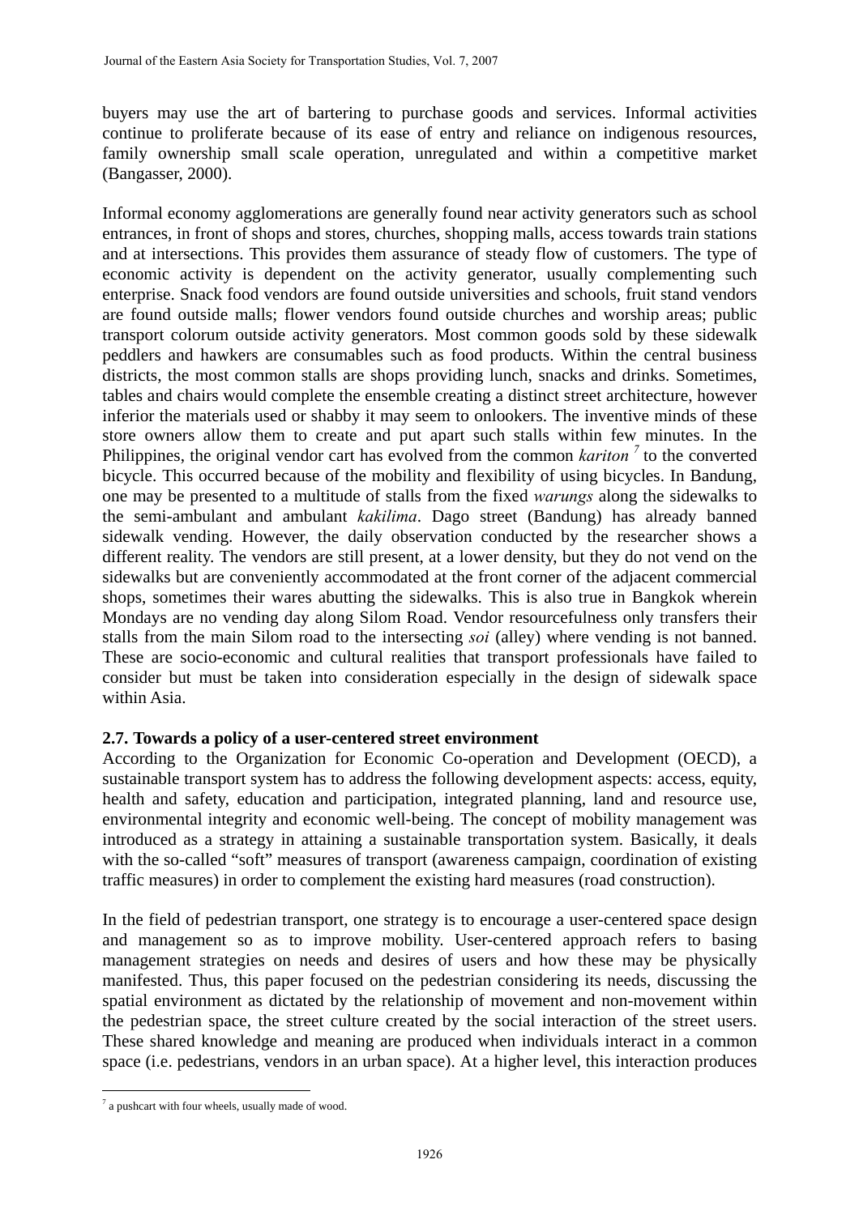buyers may use the art of bartering to purchase goods and services. Informal activities continue to proliferate because of its ease of entry and reliance on indigenous resources, family ownership small scale operation, unregulated and within a competitive market (Bangasser, 2000).

Informal economy agglomerations are generally found near activity generators such as school entrances, in front of shops and stores, churches, shopping malls, access towards train stations and at intersections. This provides them assurance of steady flow of customers. The type of economic activity is dependent on the activity generator, usually complementing such enterprise. Snack food vendors are found outside universities and schools, fruit stand vendors are found outside malls; flower vendors found outside churches and worship areas; public transport colorum outside activity generators. Most common goods sold by these sidewalk peddlers and hawkers are consumables such as food products. Within the central business districts, the most common stalls are shops providing lunch, snacks and drinks. Sometimes, tables and chairs would complete the ensemble creating a distinct street architecture, however inferior the materials used or shabby it may seem to onlookers. The inventive minds of these store owners allow them to create and put apart such stalls within few minutes. In the Philippines, the original vendor cart has evolved from the common *kariton* [7] to the converted bicycle. This occurred because of the mobility and flexibility of using bicycles. In Bandung, one may be presented to a multitude of stalls from the fixed *warungs* along the sidewalks to the semi-ambulant and ambulant *kakilima*. Dago street (Bandung) has already banned sidewalk vending. However, the daily observation conducted by the researcher shows a different reality. The vendors are still present, at a lower density, but they do not vend on the sidewalks but are conveniently accommodated at the front corner of the adjacent commercial shops, sometimes their wares abutting the sidewalks. This is also true in Bangkok wherein Mondays are no vending day along Silom Road. Vendor resourcefulness only transfers their stalls from the main Silom road to the intersecting *soi* (alley) where vending is not banned. These are socio-economic and cultural realities that transport professionals have failed to consider but must be taken into consideration especially in the design of sidewalk space within Asia.

### 2.7. Towards a policy of a user-centered street environment

According to the Organization for Economic Co-operation and Development (OECD), a sustainable transport system has to address the following development aspects: access, equity, health and safety, education and participation, integrated planning, land and resource use, environmental integrity and economic well-being. The concept of mobility management was introduced as a strategy in attaining a sustainable transportation system. Basically, it deals with the so-called "soft" measures of transport (awareness campaign, coordination of existing traffic measures) in order to complement the existing hard measures (road construction).

In the field of pedestrian transport, one strategy is to encourage a user-centered space design and management so as to improve mobility. User-centered approach refers to basing management strategies on needs and desires of users and how these may be physically manifested. Thus, this paper focused on the pedestrian considering its needs, discussing the spatial environment as dictated by the relationship of movement and non-movement within the pedestrian space, the street culture created by the social interaction of the street users. These shared knowledge and meaning are produced when individuals interact in a common space (i.e. pedestrians, vendors in an urban space). At a higher level, this interaction produces

---

[7] a pushcart with four wheels, usually made of wood.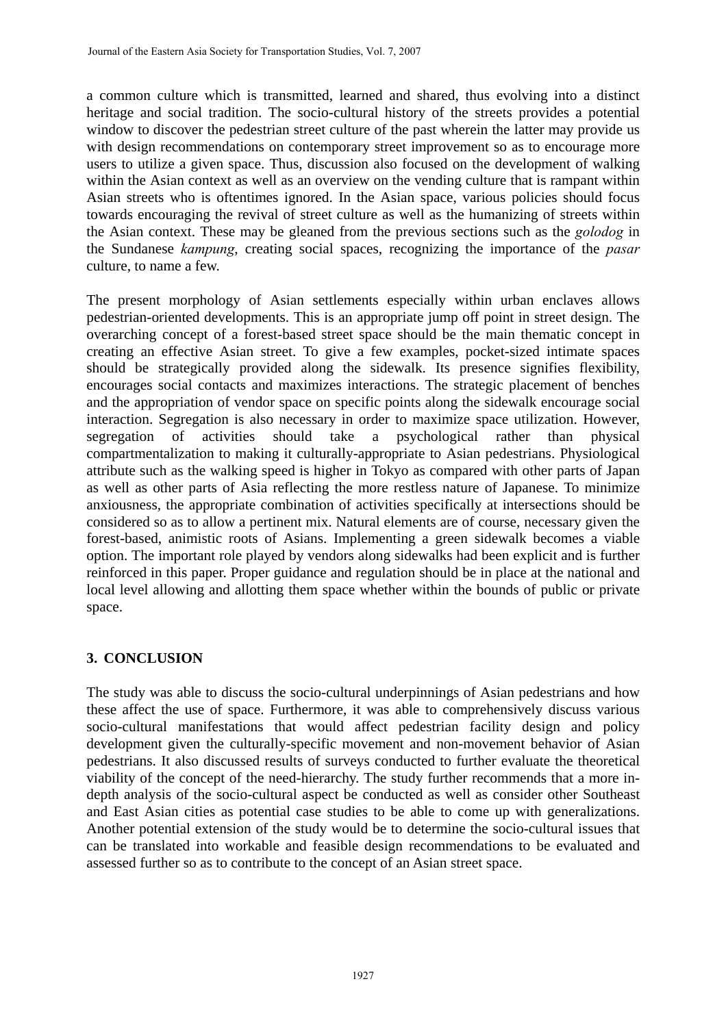a common culture which is transmitted, learned and shared, thus evolving into a distinct heritage and social tradition. The socio-cultural history of the streets provides a potential window to discover the pedestrian street culture of the past wherein the latter may provide us with design recommendations on contemporary street improvement so as to encourage more users to utilize a given space. Thus, discussion also focused on the development of walking within the Asian context as well as an overview on the vending culture that is rampant within Asian streets who is oftentimes ignored. In the Asian space, various policies should focus towards encouraging the revival of street culture as well as the humanizing of streets within the Asian context. These may be gleaned from the previous sections such as the *golodog* in the Sundanese *kampung*, creating social spaces, recognizing the importance of the *pasar* culture, to name a few.

The present morphology of Asian settlements especially within urban enclaves allows pedestrian-oriented developments. This is an appropriate jump off point in street design. The overarching concept of a forest-based street space should be the main thematic concept in creating an effective Asian street. To give a few examples, pocket-sized intimate spaces should be strategically provided along the sidewalk. Its presence signifies flexibility, encourages social contacts and maximizes interactions. The strategic placement of benches and the appropriation of vendor space on specific points along the sidewalk encourage social interaction. Segregation is also necessary in order to maximize space utilization. However, segregation of activities should take a psychological rather than physical compartmentalization to making it culturally-appropriate to Asian pedestrians. Physiological attribute such as the walking speed is higher in Tokyo as compared with other parts of Japan as well as other parts of Asia reflecting the more restless nature of Japanese. To minimize anxiousness, the appropriate combination of activities specifically at intersections should be considered so as to allow a pertinent mix. Natural elements are of course, necessary given the forest-based, animistic roots of Asians. Implementing a green sidewalk becomes a viable option. The important role played by vendors along sidewalks had been explicit and is further reinforced in this paper. Proper guidance and regulation should be in place at the national and local level allowing and allotting them space whether within the bounds of public or private space.

## 3. CONCLUSION

The study was able to discuss the socio-cultural underpinnings of Asian pedestrians and how these affect the use of space. Furthermore, it was able to comprehensively discuss various socio-cultural manifestations that would affect pedestrian facility design and policy development given the culturally-specific movement and non-movement behavior of Asian pedestrians. It also discussed results of surveys conducted to further evaluate the theoretical viability of the concept of the need-hierarchy. The study further recommends that a more in-depth analysis of the socio-cultural aspect be conducted as well as consider other Southeast and East Asian cities as potential case studies to be able to come up with generalizations. Another potential extension of the study would be to determine the socio-cultural issues that can be translated into workable and feasible design recommendations to be evaluated and assessed further so as to contribute to the concept of an Asian street space.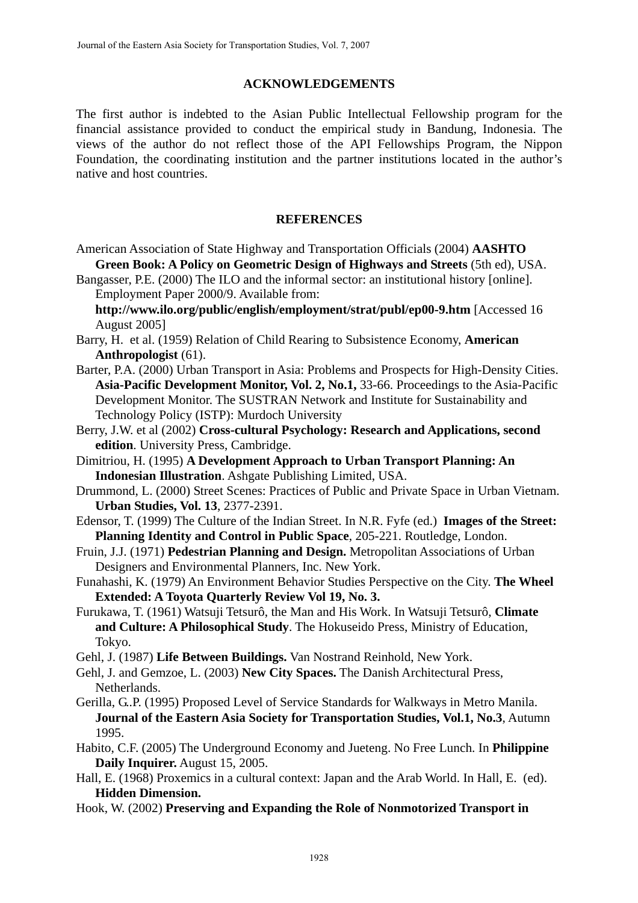## ACKNOWLEDGEMENTS

The first author is indebted to the Asian Public Intellectual Fellowship program for the financial assistance provided to conduct the empirical study in Bandung, Indonesia. The views of the author do not reflect those of the API Fellowships Program, the Nippon Foundation, the coordinating institution and the partner institutions located in the author's native and host countries.

## REFERENCES

American Association of State Highway and Transportation Officials (2004) **AASHTO Green Book: A Policy on Geometric Design of Highways and Streets** (5th ed), USA.

Bangasser, P.E. (2000) The ILO and the informal sector: an institutional history [online]. Employment Paper 2000/9. Available from: **http://www.ilo.org/public/english/employment/strat/publ/ep00-9.htm** [Accessed 16 August 2005]

Barry, H. et al. (1959) Relation of Child Rearing to Subsistence Economy, **American Anthropologist** (61).

Barter, P.A. (2000) Urban Transport in Asia: Problems and Prospects for High-Density Cities. **Asia-Pacific Development Monitor, Vol. 2, No.1,** 33-66. Proceedings to the Asia-Pacific Development Monitor. The SUSTRAN Network and Institute for Sustainability and Technology Policy (ISTP): Murdoch University

Berry, J.W. et al (2002) **Cross-cultural Psychology: Research and Applications, second edition**. University Press, Cambridge.

Dimitriou, H. (1995) **A Development Approach to Urban Transport Planning: An Indonesian Illustration**. Ashgate Publishing Limited, USA.

Drummond, L. (2000) Street Scenes: Practices of Public and Private Space in Urban Vietnam. **Urban Studies, Vol. 13**, 2377-2391.

Edensor, T. (1999) The Culture of the Indian Street. In N.R. Fyfe (ed.) **Images of the Street: Planning Identity and Control in Public Space**, 205-221. Routledge, London.

Fruin, J.J. (1971) **Pedestrian Planning and Design.** Metropolitan Associations of Urban Designers and Environmental Planners, Inc. New York.

Funahashi, K. (1979) An Environment Behavior Studies Perspective on the City. **The Wheel Extended: A Toyota Quarterly Review Vol 19, No. 3.**

Furukawa, T. (1961) Watsuji Tetsurô, the Man and His Work. In Watsuji Tetsurô, **Climate and Culture: A Philosophical Study**. The Hokuseido Press, Ministry of Education, Tokyo.

Gehl, J. (1987) **Life Between Buildings.** Van Nostrand Reinhold, New York.

Gehl, J. and Gemzoe, L. (2003) **New City Spaces.** The Danish Architectural Press, Netherlands.

Gerilla, G..P. (1995) Proposed Level of Service Standards for Walkways in Metro Manila. **Journal of the Eastern Asia Society for Transportation Studies, Vol.1, No.3**, Autumn 1995.

Habito, C.F. (2005) The Underground Economy and Jueteng. No Free Lunch. In **Philippine Daily Inquirer.** August 15, 2005.

Hall, E. (1968) Proxemics in a cultural context: Japan and the Arab World. In Hall, E. (ed). **Hidden Dimension.**

Hook, W. (2002) **Preserving and Expanding the Role of Nonmotorized Transport in**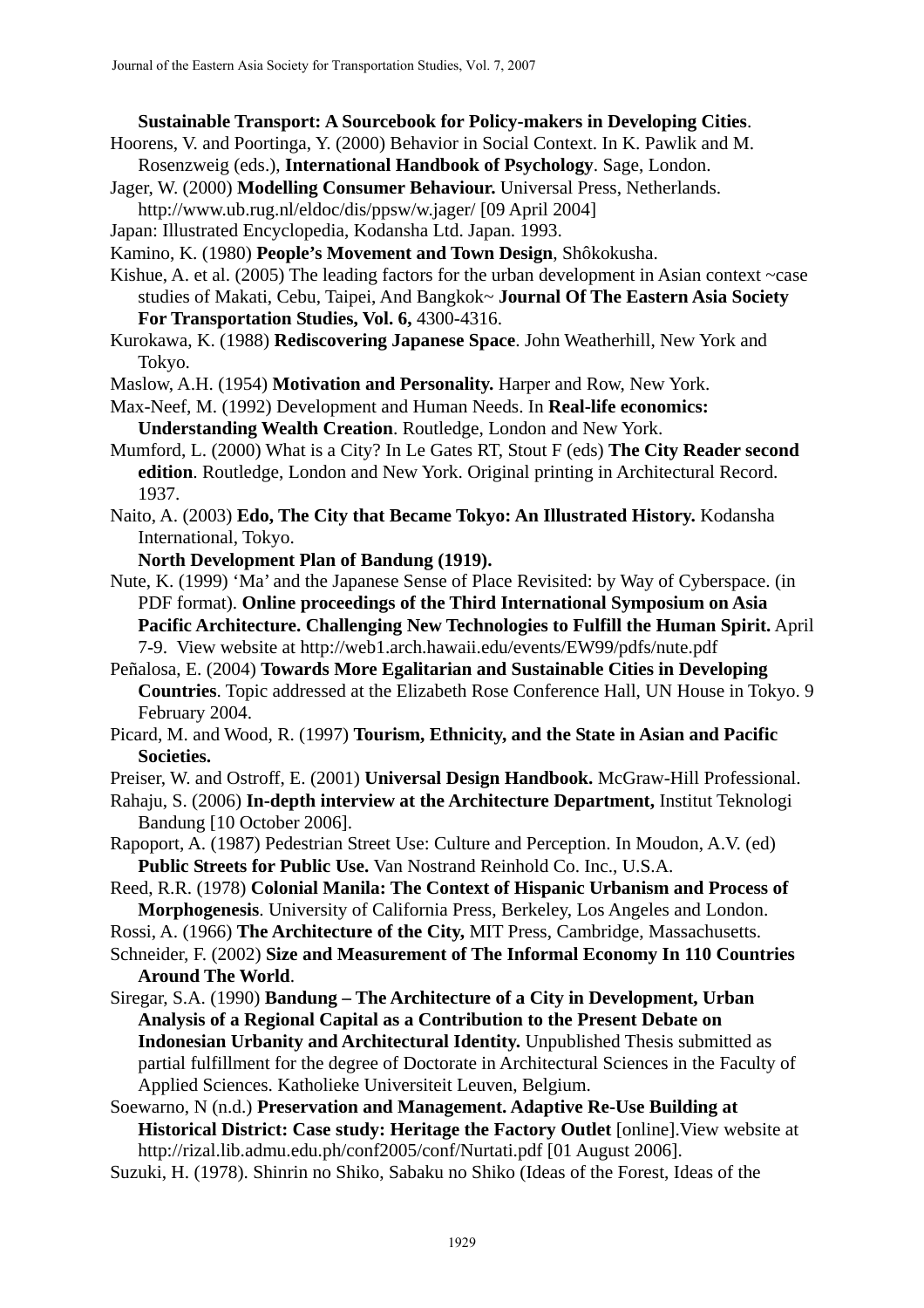**Sustainable Transport: A Sourcebook for Policy-makers in Developing Cities**.

Hoorens, V. and Poortinga, Y. (2000) Behavior in Social Context. In K. Pawlik and M. Rosenzweig (eds.), **International Handbook of Psychology**. Sage, London.

Jager, W. (2000) **Modelling Consumer Behaviour.** Universal Press, Netherlands. http://www.ub.rug.nl/eldoc/dis/ppsw/w.jager/ [09 April 2004]

Japan: Illustrated Encyclopedia, Kodansha Ltd. Japan. 1993.

Kamino, K. (1980) **People's Movement and Town Design**, Shôkokusha.

Kishue, A. et al. (2005) The leading factors for the urban development in Asian context ~case studies of Makati, Cebu, Taipei, And Bangkok~ **Journal Of The Eastern Asia Society For Transportation Studies, Vol. 6,** 4300-4316.

Kurokawa, K. (1988) **Rediscovering Japanese Space**. John Weatherhill, New York and Tokyo.

Maslow, A.H. (1954) **Motivation and Personality.** Harper and Row, New York.

Max-Neef, M. (1992) Development and Human Needs. In **Real-life economics: Understanding Wealth Creation**. Routledge, London and New York.

Mumford, L. (2000) What is a City? In Le Gates RT, Stout F (eds) **The City Reader second edition**. Routledge, London and New York. Original printing in Architectural Record. 1937.

Naito, A. (2003) **Edo, The City that Became Tokyo: An Illustrated History.** Kodansha International, Tokyo.

**North Development Plan of Bandung (1919).**

Nute, K. (1999) 'Ma' and the Japanese Sense of Place Revisited: by Way of Cyberspace. (in PDF format). **Online proceedings of the Third International Symposium on Asia Pacific Architecture. Challenging New Technologies to Fulfill the Human Spirit.** April 7-9. View website at http://web1.arch.hawaii.edu/events/EW99/pdfs/nute.pdf

Peñalosa, E. (2004) **Towards More Egalitarian and Sustainable Cities in Developing Countries**. Topic addressed at the Elizabeth Rose Conference Hall, UN House in Tokyo. 9 February 2004.

Picard, M. and Wood, R. (1997) **Tourism, Ethnicity, and the State in Asian and Pacific Societies.**

Preiser, W. and Ostroff, E. (2001) **Universal Design Handbook.** McGraw-Hill Professional.

Rahaju, S. (2006) **In-depth interview at the Architecture Department,** Institut Teknologi Bandung [10 October 2006].

Rapoport, A. (1987) Pedestrian Street Use: Culture and Perception. In Moudon, A.V. (ed) **Public Streets for Public Use.** Van Nostrand Reinhold Co. Inc., U.S.A.

Reed, R.R. (1978) **Colonial Manila: The Context of Hispanic Urbanism and Process of Morphogenesis**. University of California Press, Berkeley, Los Angeles and London.

Rossi, A. (1966) **The Architecture of the City,** MIT Press, Cambridge, Massachusetts.

Schneider, F. (2002) **Size and Measurement of The Informal Economy In 110 Countries Around The World**.

Siregar, S.A. (1990) **Bandung – The Architecture of a City in Development, Urban Analysis of a Regional Capital as a Contribution to the Present Debate on Indonesian Urbanity and Architectural Identity.** Unpublished Thesis submitted as partial fulfillment for the degree of Doctorate in Architectural Sciences in the Faculty of Applied Sciences. Katholieke Universiteit Leuven, Belgium.

Soewarno, N (n.d.) **Preservation and Management. Adaptive Re-Use Building at Historical District: Case study: Heritage the Factory Outlet** [online].View website at http://rizal.lib.admu.edu.ph/conf2005/conf/Nurtati.pdf [01 August 2006].

Suzuki, H. (1978). Shinrin no Shiko, Sabaku no Shiko (Ideas of the Forest, Ideas of the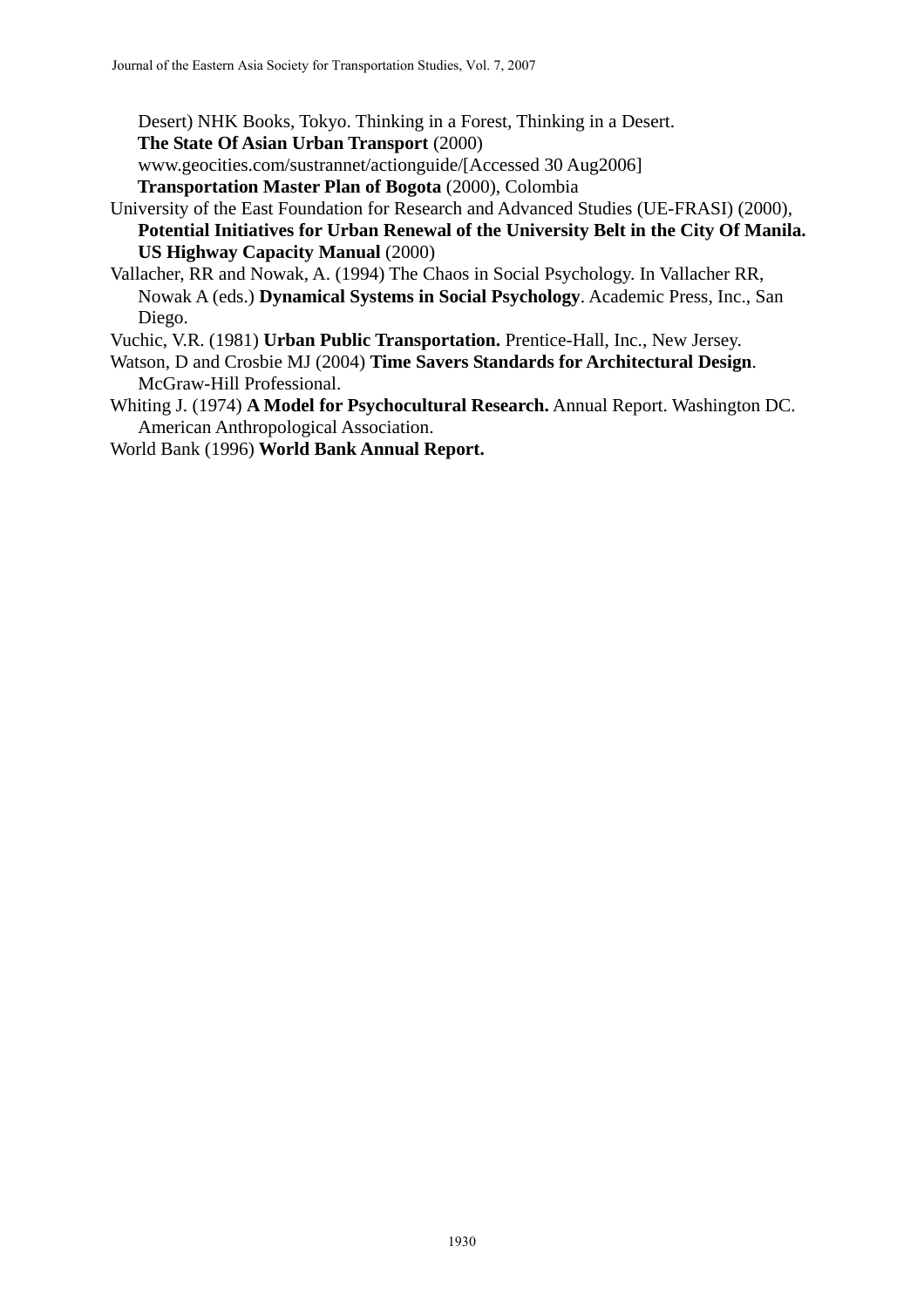Desert) NHK Books, Tokyo. Thinking in a Forest, Thinking in a Desert.

**The State Of Asian Urban Transport** (2000) www.geocities.com/sustrannet/actionguide/[Accessed 30 Aug2006]

**Transportation Master Plan of Bogota** (2000), Colombia

University of the East Foundation for Research and Advanced Studies (UE-FRASI) (2000), **Potential Initiatives for Urban Renewal of the University Belt in the City Of Manila.**

**US Highway Capacity Manual** (2000)

Vallacher, RR and Nowak, A. (1994) The Chaos in Social Psychology. In Vallacher RR, Nowak A (eds.) **Dynamical Systems in Social Psychology**. Academic Press, Inc., San Diego.

Vuchic, V.R. (1981) **Urban Public Transportation.** Prentice-Hall, Inc., New Jersey.

Watson, D and Crosbie MJ (2004) **Time Savers Standards for Architectural Design**. McGraw-Hill Professional.

Whiting J. (1974) **A Model for Psychocultural Research.** Annual Report. Washington DC. American Anthropological Association.

World Bank (1996) **World Bank Annual Report.**